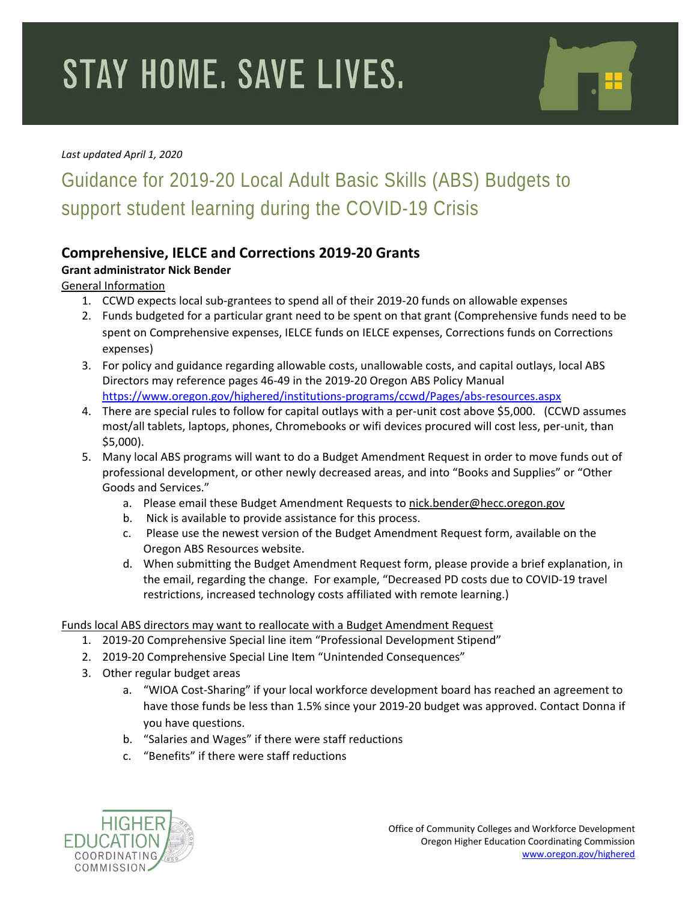# STAY HOME. SAVE LIVES.

*Last updated April 1, 2020*

# Guidance for 2019-20 Local Adult Basic Skills (ABS) Budgets to support student learning during the COVID-19 Crisis

## Comprehensive, IELCE and Corrections 2019-20 Grants

**Grant administrator Nick Bender**

<u>General Information</u>

1. CCWD expects local sub-grantees to spend all of their 2019-20 funds on allowable expenses
2. Funds budgeted for a particular grant need to be spent on that grant (Comprehensive funds need to be spent on Comprehensive expenses, IELCE funds on IELCE expenses, Corrections funds on Corrections expenses)
3. For policy and guidance regarding allowable costs, unallowable costs, and capital outlays, local ABS Directors may reference pages 46-49 in the 2019-20 Oregon ABS Policy Manual https://www.oregon.gov/highered/institutions-programs/ccwd/Pages/abs-resources.aspx
4. There are special rules to follow for capital outlays with a per-unit cost above $5,000. (CCWD assumes most/all tablets, laptops, phones, Chromebooks or wifi devices procured will cost less, per-unit, than $5,000).
5. Many local ABS programs will want to do a Budget Amendment Request in order to move funds out of professional development, or other newly decreased areas, and into "Books and Supplies" or "Other Goods and Services."
   a. Please email these Budget Amendment Requests to nick.bender@hecc.oregon.gov
   b. Nick is available to provide assistance for this process.
   c. Please use the newest version of the Budget Amendment Request form, available on the Oregon ABS Resources website.
   d. When submitting the Budget Amendment Request form, please provide a brief explanation, in the email, regarding the change. For example, "Decreased PD costs due to COVID-19 travel restrictions, increased technology costs affiliated with remote learning.)

<u>Funds local ABS directors may want to reallocate with a Budget Amendment Request</u>

1. 2019-20 Comprehensive Special line item "Professional Development Stipend"
2. 2019-20 Comprehensive Special Line Item "Unintended Consequences"
3. Other regular budget areas
   a. "WIOA Cost-Sharing" if your local workforce development board has reached an agreement to have those funds be less than 1.5% since your 2019-20 budget was approved. Contact Donna if you have questions.
   b. "Salaries and Wages" if there were staff reductions
   c. "Benefits" if there were staff reductions

HIGHER EDUCATION COORDINATING COMMISSION

Office of Community Colleges and Workforce Development
Oregon Higher Education Coordinating Commission
www.oregon.gov/highered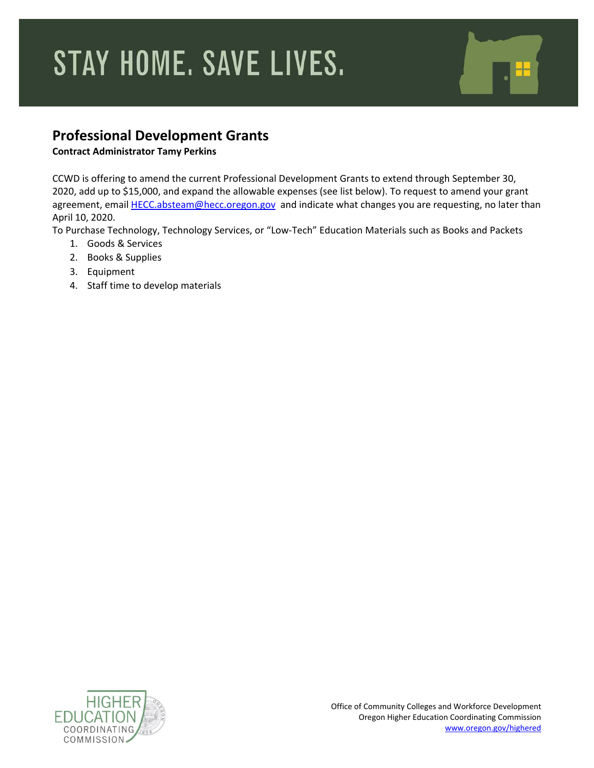STAY HOME. SAVE LIVES.

## Professional Development Grants

**Contract Administrator Tamy Perkins**

CCWD is offering to amend the current Professional Development Grants to extend through September 30, 2020, add up to $15,000, and expand the allowable expenses (see list below). To request to amend your grant agreement, email [HECC.absteam@hecc.oregon.gov](mailto:HECC.absteam@hecc.oregon.gov) and indicate what changes you are requesting, no later than April 10, 2020.

To Purchase Technology, Technology Services, or "Low-Tech" Education Materials such as Books and Packets

1. Goods & Services
2. Books & Supplies
3. Equipment
4. Staff time to develop materials

HIGHER EDUCATION COORDINATING COMMISSION

Office of Community Colleges and Workforce Development
Oregon Higher Education Coordinating Commission
[www.oregon.gov/highered](http://www.oregon.gov/highered)